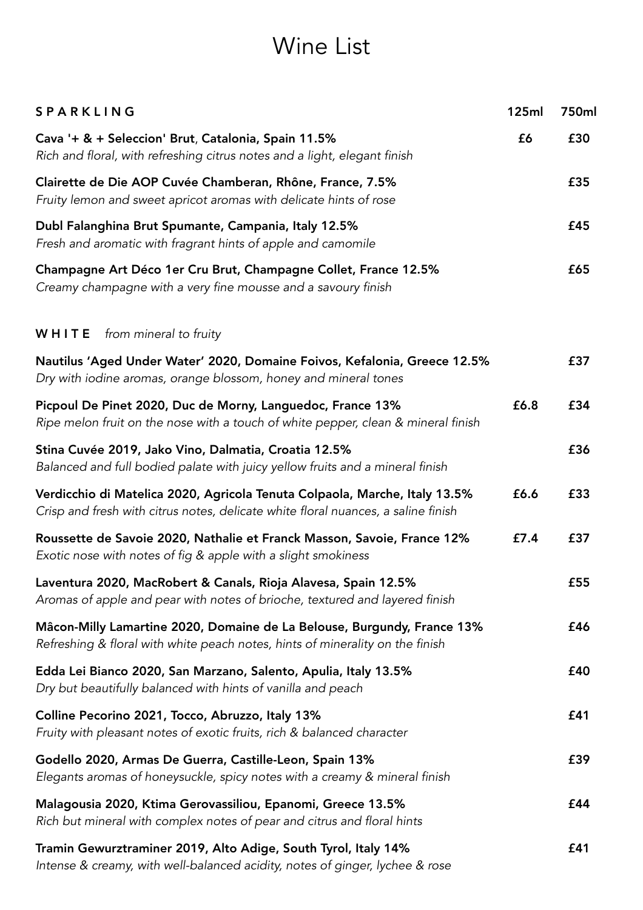# Wine List

| **SPARKLING** | **125ml** | **750ml** |
|---|---|---|
| **Cava '+ & + Seleccion' Brut, Catalonia, Spain 11.5%**<br>*Rich and floral, with refreshing citrus notes and a light, elegant finish* | **£6** | **£30** |
| **Clairette de Die AOP Cuvée Chamberan, Rhône, France, 7.5%**<br>*Fruity lemon and sweet apricot aromas with delicate hints of rose* | | **£35** |
| **Dubl Falanghina Brut Spumante, Campania, Italy 12.5%**<br>*Fresh and aromatic with fragrant hints of apple and camomile* | | **£45** |
| **Champagne Art Déco 1er Cru Brut, Champagne Collet, France 12.5%**<br>*Creamy champagne with a very fine mousse and a savoury finish* | | **£65** |

| **WHITE** *from mineral to fruity* | | |
|---|---|---|
| **Nautilus 'Aged Under Water' 2020, Domaine Foivos, Kefalonia, Greece 12.5%**<br>*Dry with iodine aromas, orange blossom, honey and mineral tones* | | **£37** |
| **Picpoul De Pinet 2020, Duc de Morny, Languedoc, France 13%**<br>*Ripe melon fruit on the nose with a touch of white pepper, clean & mineral finish* | **£6.8** | **£34** |
| **Stina Cuvée 2019, Jako Vino, Dalmatia, Croatia 12.5%**<br>*Balanced and full bodied palate with juicy yellow fruits and a mineral finish* | | **£36** |
| **Verdicchio di Matelica 2020, Agricola Tenuta Colpaola, Marche, Italy 13.5%**<br>*Crisp and fresh with citrus notes, delicate white floral nuances, a saline finish* | **£6.6** | **£33** |
| **Roussette de Savoie 2020, Nathalie et Franck Masson, Savoie, France 12%**<br>*Exotic nose with notes of fig & apple with a slight smokiness* | **£7.4** | **£37** |
| **Laventura 2020, MacRobert & Canals, Rioja Alavesa, Spain 12.5%**<br>*Aromas of apple and pear with notes of brioche, textured and layered finish* | | **£55** |
| **Mâcon-Milly Lamartine 2020, Domaine de La Belouse, Burgundy, France 13%**<br>*Refreshing & floral with white peach notes, hints of minerality on the finish* | | **£46** |
| **Edda Lei Bianco 2020, San Marzano, Salento, Apulia, Italy 13.5%**<br>*Dry but beautifully balanced with hints of vanilla and peach* | | **£40** |
| **Colline Pecorino 2021, Tocco, Abruzzo, Italy 13%**<br>*Fruity with pleasant notes of exotic fruits, rich & balanced character* | | **£41** |
| **Godello 2020, Armas De Guerra, Castille-Leon, Spain 13%**<br>*Elegants aromas of honeysuckle, spicy notes with a creamy & mineral finish* | | **£39** |
| **Malagousia 2020, Ktima Gerovassiliou, Epanomi, Greece 13.5%**<br>*Rich but mineral with complex notes of pear and citrus and floral hints* | | **£44** |
| **Tramin Gewurztraminer 2019, Alto Adige, South Tyrol, Italy 14%**<br>*Intense & creamy, with well-balanced acidity, notes of ginger, lychee & rose* | | **£41** |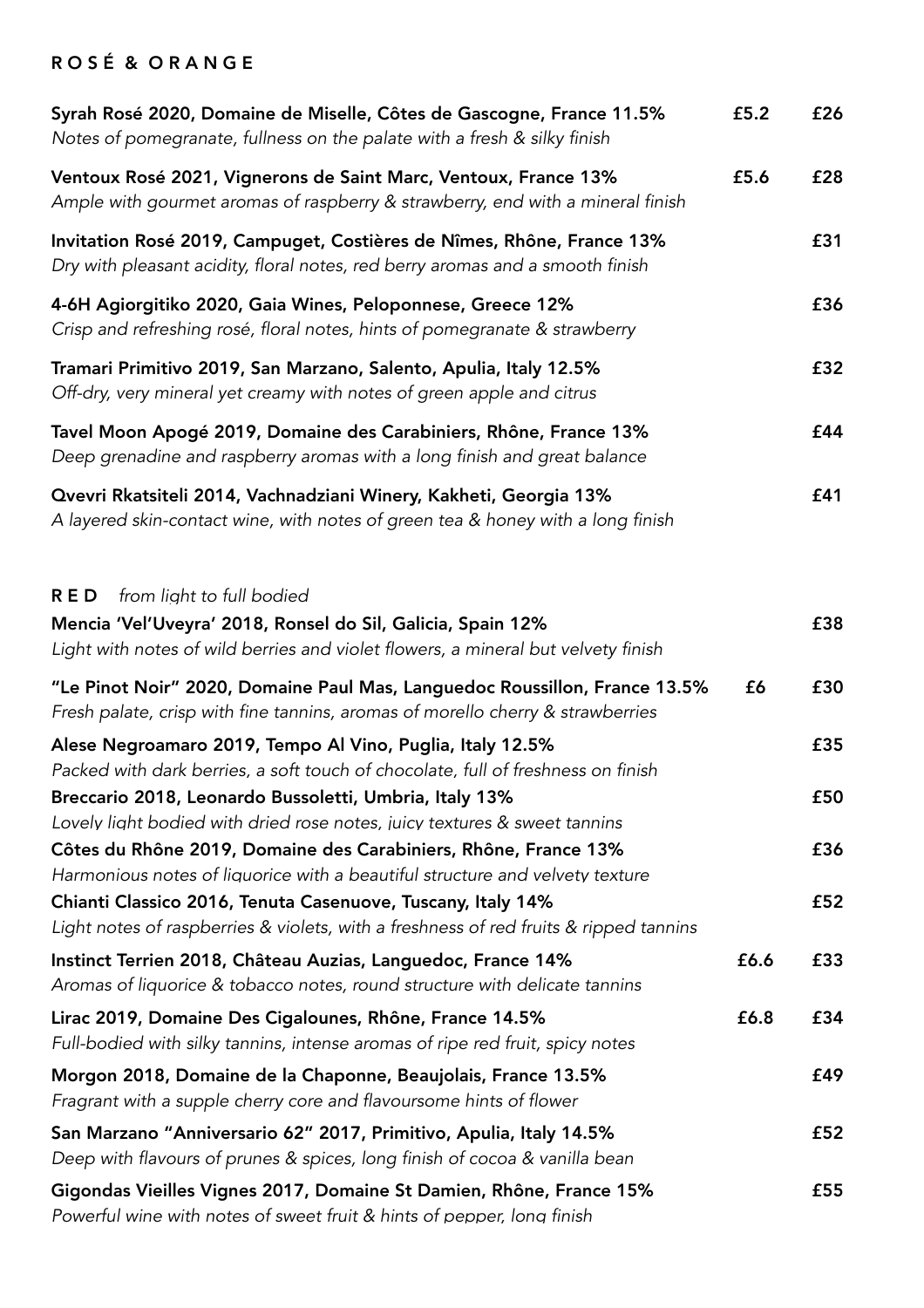## ROSÉ & ORANGE

| Wine | Glass | Bottle |
|---|---|---|
| **Syrah Rosé 2020, Domaine de Miselle, Côtes de Gascogne, France 11.5%**<br>*Notes of pomegranate, fullness on the palate with a fresh & silky finish* | £5.2 | £26 |
| **Ventoux Rosé 2021, Vignerons de Saint Marc, Ventoux, France 13%**<br>*Ample with gourmet aromas of raspberry & strawberry, end with a mineral finish* | £5.6 | £28 |
| **Invitation Rosé 2019, Campuget, Costières de Nîmes, Rhône, France 13%**<br>*Dry with pleasant acidity, floral notes, red berry aromas and a smooth finish* | | £31 |
| **4-6H Agiorgitiko 2020, Gaia Wines, Peloponnese, Greece 12%**<br>*Crisp and refreshing rosé, floral notes, hints of pomegranate & strawberry* | | £36 |
| **Tramari Primitivo 2019, San Marzano, Salento, Apulia, Italy 12.5%**<br>*Off-dry, very mineral yet creamy with notes of green apple and citrus* | | £32 |
| **Tavel Moon Apogé 2019, Domaine des Carabiniers, Rhône, France 13%**<br>*Deep grenadine and raspberry aromas with a long finish and great balance* | | £44 |
| **Qvevri Rkatsiteli 2014, Vachnadziani Winery, Kakheti, Georgia 13%**<br>*A layered skin-contact wine, with notes of green tea & honey with a long finish* | | £41 |

## RED *from light to full bodied*

| Wine | Glass | Bottle |
|---|---|---|
| **Mencia 'Vel'Uveyra' 2018, Ronsel do Sil, Galicia, Spain 12%**<br>*Light with notes of wild berries and violet flowers, a mineral but velvety finish* | | £38 |
| **"Le Pinot Noir" 2020, Domaine Paul Mas, Languedoc Roussillon, France 13.5%**<br>*Fresh palate, crisp with fine tannins, aromas of morello cherry & strawberries* | £6 | £30 |
| **Alese Negroamaro 2019, Tempo Al Vino, Puglia, Italy 12.5%**<br>*Packed with dark berries, a soft touch of chocolate, full of freshness on finish* | | £35 |
| **Breccario 2018, Leonardo Bussoletti, Umbria, Italy 13%**<br>*Lovely light bodied with dried rose notes, juicy textures & sweet tannins* | | £50 |
| **Côtes du Rhône 2019, Domaine des Carabiniers, Rhône, France 13%**<br>*Harmonious notes of liquorice with a beautiful structure and velvety texture* | | £36 |
| **Chianti Classico 2016, Tenuta Casenuove, Tuscany, Italy 14%**<br>*Light notes of raspberries & violets, with a freshness of red fruits & ripped tannins* | | £52 |
| **Instinct Terrien 2018, Château Auzias, Languedoc, France 14%**<br>*Aromas of liquorice & tobacco notes, round structure with delicate tannins* | £6.6 | £33 |
| **Lirac 2019, Domaine Des Cigalounes, Rhône, France 14.5%**<br>*Full-bodied with silky tannins, intense aromas of ripe red fruit, spicy notes* | £6.8 | £34 |
| **Morgon 2018, Domaine de la Chaponne, Beaujolais, France 13.5%**<br>*Fragrant with a supple cherry core and flavoursome hints of flower* | | £49 |
| **San Marzano "Anniversario 62" 2017, Primitivo, Apulia, Italy 14.5%**<br>*Deep with flavours of prunes & spices, long finish of cocoa & vanilla bean* | | £52 |
| **Gigondas Vieilles Vignes 2017, Domaine St Damien, Rhône, France 15%**<br>*Powerful wine with notes of sweet fruit & hints of pepper, long finish* | | £55 |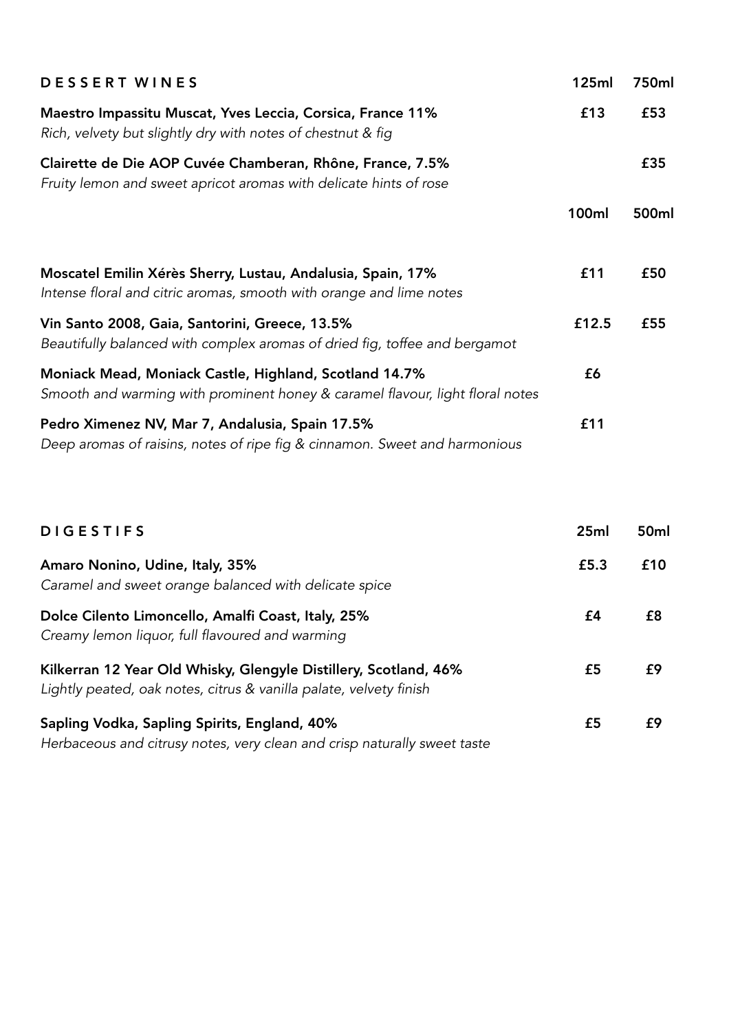## DESSERT WINES

| | 125ml | 750ml |
|---|---|---|
| **Maestro Impassitu Muscat, Yves Leccia, Corsica, France 11%**<br>*Rich, velvety but slightly dry with notes of chestnut & fig* | £13 | £53 |
| **Clairette de Die AOP Cuvée Chamberan, Rhône, France, 7.5%**<br>*Fruity lemon and sweet apricot aromas with delicate hints of rose* | | £35 |

| | 100ml | 500ml |
|---|---|---|
| **Moscatel Emilin Xérès Sherry, Lustau, Andalusia, Spain, 17%**<br>*Intense floral and citric aromas, smooth with orange and lime notes* | £11 | £50 |
| **Vin Santo 2008, Gaia, Santorini, Greece, 13.5%**<br>*Beautifully balanced with complex aromas of dried fig, toffee and bergamot* | £12.5 | £55 |
| **Moniack Mead, Moniack Castle, Highland, Scotland 14.7%**<br>*Smooth and warming with prominent honey & caramel flavour, light floral notes* | £6 | |
| **Pedro Ximenez NV, Mar 7, Andalusia, Spain 17.5%**<br>*Deep aromas of raisins, notes of ripe fig & cinnamon. Sweet and harmonious* | £11 | |

## DIGESTIFS

| | 25ml | 50ml |
|---|---|---|
| **Amaro Nonino, Udine, Italy, 35%**<br>*Caramel and sweet orange balanced with delicate spice* | £5.3 | £10 |
| **Dolce Cilento Limoncello, Amalfi Coast, Italy, 25%**<br>*Creamy lemon liquor, full flavoured and warming* | £4 | £8 |
| **Kilkerran 12 Year Old Whisky, Glengyle Distillery, Scotland, 46%**<br>*Lightly peated, oak notes, citrus & vanilla palate, velvety finish* | £5 | £9 |
| **Sapling Vodka, Sapling Spirits, England, 40%**<br>*Herbaceous and citrusy notes, very clean and crisp naturally sweet taste* | £5 | £9 |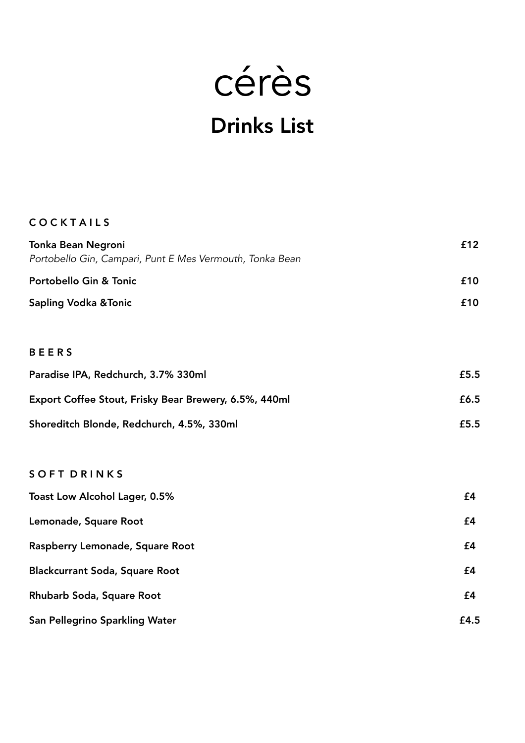# cérès

## Drinks List

### COCKTAILS

| | |
|---|---|
| **Tonka Bean Negroni**<br>*Portobello Gin, Campari, Punt E Mes Vermouth, Tonka Bean* | **£12** |
| **Portobello Gin & Tonic** | **£10** |
| **Sapling Vodka &Tonic** | **£10** |

### BEERS

| | |
|---|---|
| **Paradise IPA, Redchurch, 3.7% 330ml** | **£5.5** |
| **Export Coffee Stout, Frisky Bear Brewery, 6.5%, 440ml** | **£6.5** |
| **Shoreditch Blonde, Redchurch, 4.5%, 330ml** | **£5.5** |

### SOFT DRINKS

| | |
|---|---|
| **Toast Low Alcohol Lager, 0.5%** | **£4** |
| **Lemonade, Square Root** | **£4** |
| **Raspberry Lemonade, Square Root** | **£4** |
| **Blackcurrant Soda, Square Root** | **£4** |
| **Rhubarb Soda, Square Root** | **£4** |
| **San Pellegrino Sparkling Water** | **£4.5** |